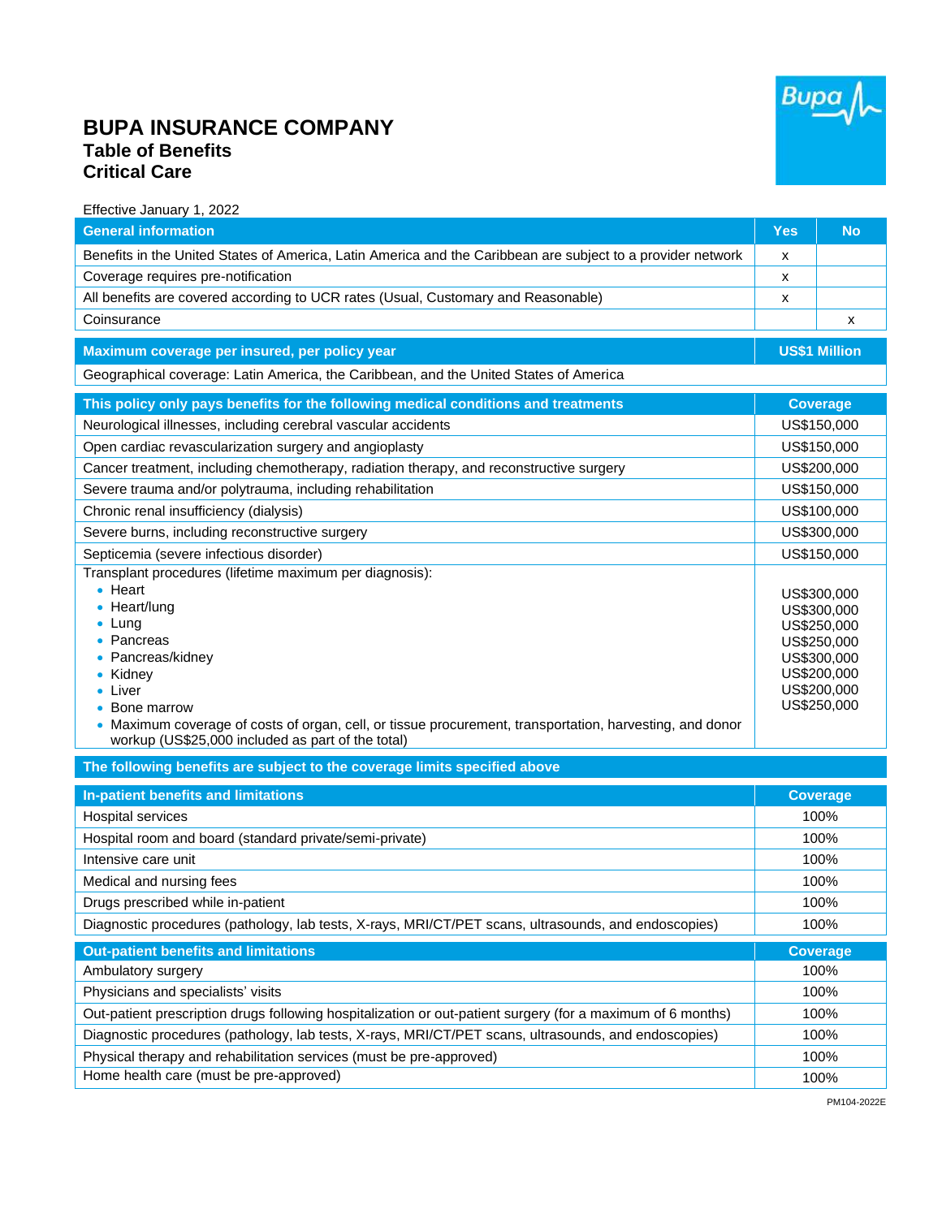# BUPA INSURANCE COMPANY
## Table of Benefits
## Critical Care

Effective January 1, 2022

| General information | Yes | No |
|---|---|---|
| Benefits in the United States of America, Latin America and the Caribbean are subject to a provider network | x | |
| Coverage requires pre-notification | x | |
| All benefits are covered according to UCR rates (Usual, Customary and Reasonable) | x | |
| Coinsurance | | x |

| Maximum coverage per insured, per policy year | US$1 Million |
|---|---|
| Geographical coverage: Latin America, the Caribbean, and the United States of America | |

| This policy only pays benefits for the following medical conditions and treatments | Coverage |
|---|---|
| Neurological illnesses, including cerebral vascular accidents | US$150,000 |
| Open cardiac revascularization surgery and angioplasty | US$150,000 |
| Cancer treatment, including chemotherapy, radiation therapy, and reconstructive surgery | US$200,000 |
| Severe trauma and/or polytrauma, including rehabilitation | US$150,000 |
| Chronic renal insufficiency (dialysis) | US$100,000 |
| Severe burns, including reconstructive surgery | US$300,000 |
| Septicemia (severe infectious disorder) | US$150,000 |
| Transplant procedures (lifetime maximum per diagnosis): | |
| • Heart | US$300,000 |
| • Heart/lung | US$300,000 |
| • Lung | US$250,000 |
| • Pancreas | US$250,000 |
| • Pancreas/kidney | US$300,000 |
| • Kidney | US$200,000 |
| • Liver | US$200,000 |
| • Bone marrow | US$250,000 |
| • Maximum coverage of costs of organ, cell, or tissue procurement, transportation, harvesting, and donor workup (US$25,000 included as part of the total) | |

**The following benefits are subject to the coverage limits specified above**

| In-patient benefits and limitations | Coverage |
|---|---|
| Hospital services | 100% |
| Hospital room and board (standard private/semi-private) | 100% |
| Intensive care unit | 100% |
| Medical and nursing fees | 100% |
| Drugs prescribed while in-patient | 100% |
| Diagnostic procedures (pathology, lab tests, X-rays, MRI/CT/PET scans, ultrasounds, and endoscopies) | 100% |

| Out-patient benefits and limitations | Coverage |
|---|---|
| Ambulatory surgery | 100% |
| Physicians and specialists' visits | 100% |
| Out-patient prescription drugs following hospitalization or out-patient surgery (for a maximum of 6 months) | 100% |
| Diagnostic procedures (pathology, lab tests, X-rays, MRI/CT/PET scans, ultrasounds, and endoscopies) | 100% |
| Physical therapy and rehabilitation services (must be pre-approved) | 100% |
| Home health care (must be pre-approved) | 100% |

PM104-2022E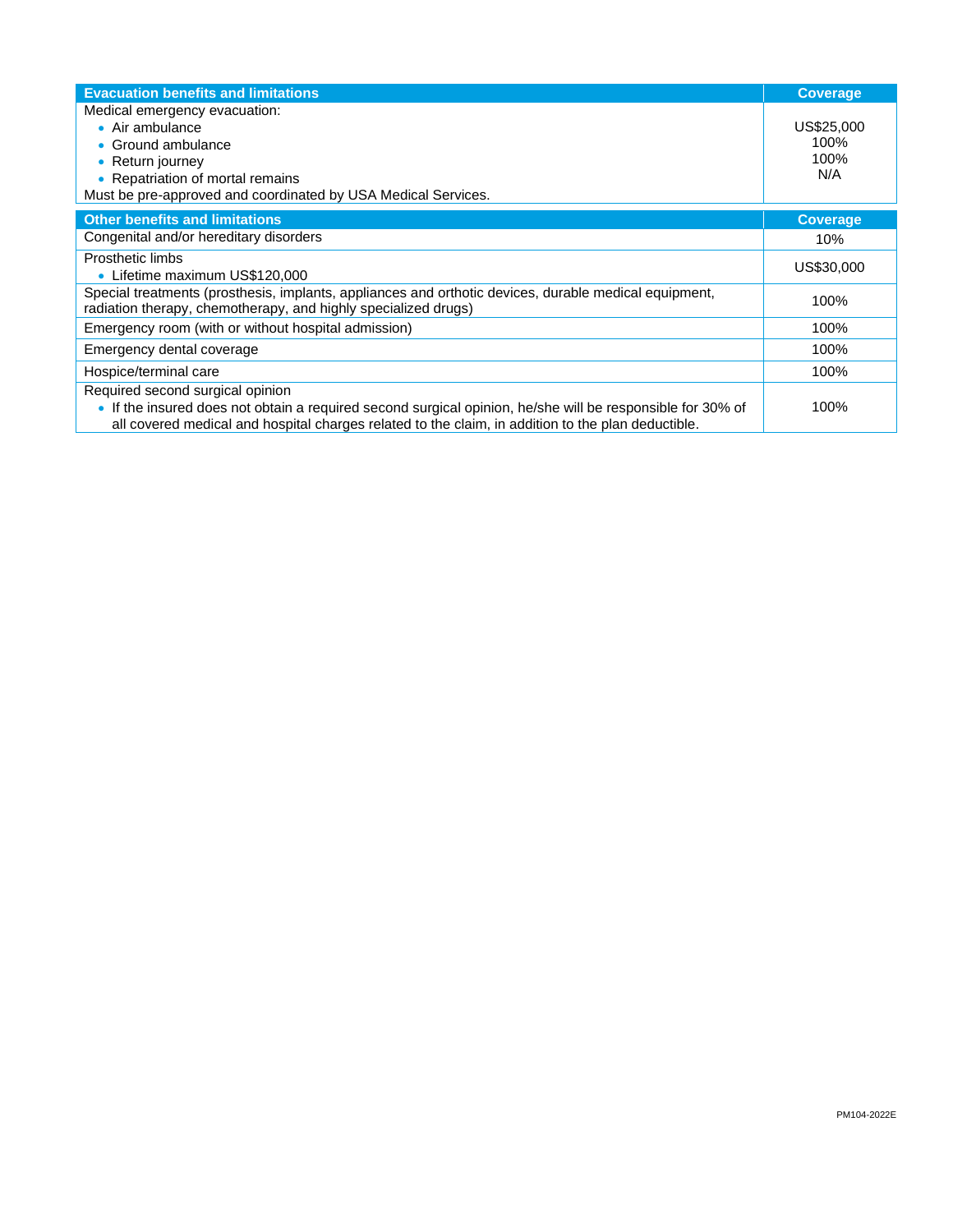| Evacuation benefits and limitations | Coverage |
|---|---|
| Medical emergency evacuation:<br>• Air ambulance<br>• Ground ambulance<br>• Return journey<br>• Repatriation of mortal remains<br>Must be pre-approved and coordinated by USA Medical Services. | US$25,000<br>100%<br>100%<br>N/A |

| Other benefits and limitations | Coverage |
|---|---|
| Congenital and/or hereditary disorders | 10% |
| Prosthetic limbs<br>• Lifetime maximum US$120,000 | US$30,000 |
| Special treatments (prosthesis, implants, appliances and orthotic devices, durable medical equipment, radiation therapy, chemotherapy, and highly specialized drugs) | 100% |
| Emergency room (with or without hospital admission) | 100% |
| Emergency dental coverage | 100% |
| Hospice/terminal care | 100% |
| Required second surgical opinion<br>• If the insured does not obtain a required second surgical opinion, he/she will be responsible for 30% of all covered medical and hospital charges related to the claim, in addition to the plan deductible. | 100% |

PM104-2022E